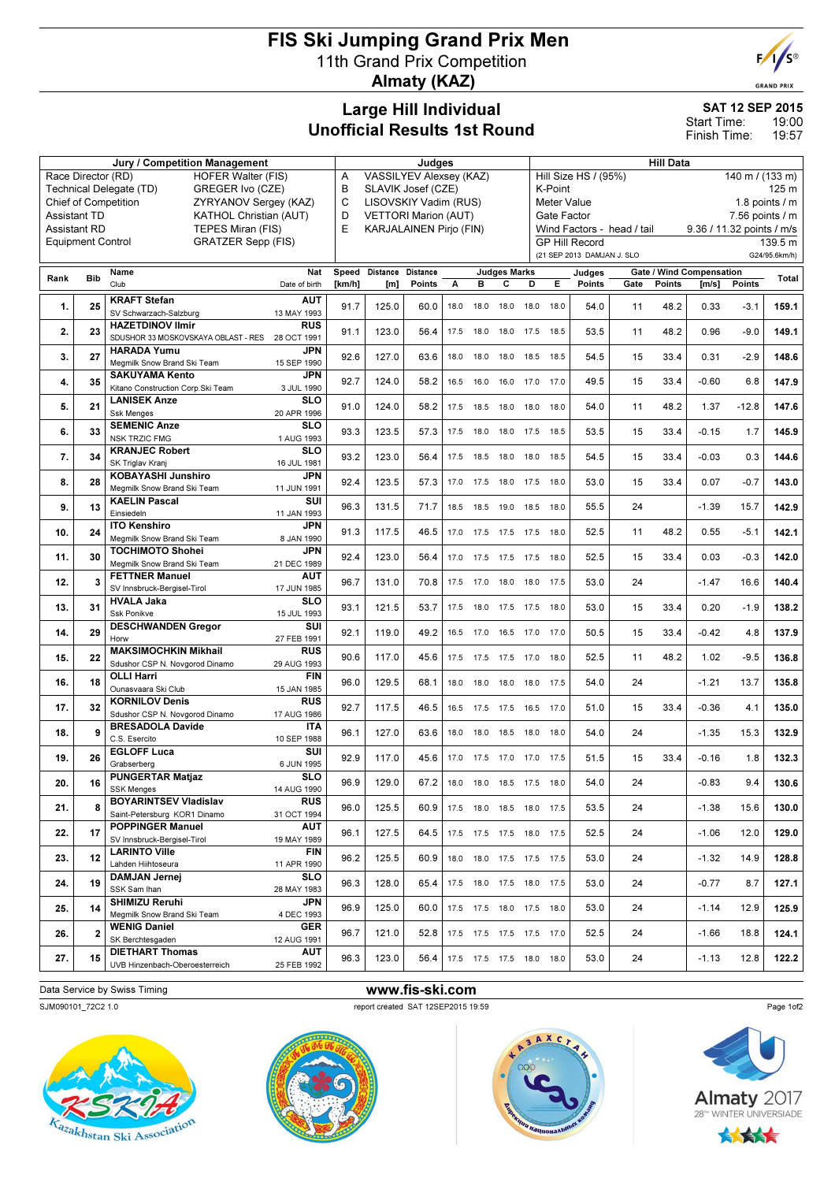# FIS Ski Jumping Grand Prix Men

## 11th Grand Prix Competition

## Almaty (KAZ)

### Large Hill Individual
### Unofficial Results 1st Round

**SAT 12 SEP 2015**
Start Time: 19:00
Finish Time: 19:57

| Jury / Competition Management | | Judges | | Hill Data | |
|---|---|---|---|---|---|
| Race Director (RD) | HOFER Walter (FIS) | A | VASSILYEV Alexsey (KAZ) | Hill Size HS / (95%) | 140 m / (133 m) |
| Technical Delegate (TD) | GREGER Ivo (CZE) | B | SLAVIK Josef (CZE) | K-Point | 125 m |
| Chief of Competition | ZYRYANOV Sergey (KAZ) | C | LISOVSKIY Vadim (RUS) | Meter Value | 1.8 points / m |
| Assistant TD | KATHOL Christian (AUT) | D | VETTORI Marion (AUT) | Gate Factor | 7.56 points / m |
| Assistant RD | TEPES Miran (FIS) | E | KARJALAINEN Pirjo (FIN) | Wind Factors - head / tail | 9.36 / 11.32 points / m/s |
| Equipment Control | GRATZER Sepp (FIS) | | | GP Hill Record | 139.5 m |
| | | | | (21 SEP 2013 DAMJAN J. SLO | G24/95.6km/h) |

| Rank | Bib | Name / Club | Nat / Date of birth | Speed [km/h] | Distance [m] | Distance Points | A | B | C | D | E | Judges Points | Gate | Gate Points | Wind [m/s] | Wind Points | Total |
|---|---|---|---|---|---|---|---|---|---|---|---|---|---|---|---|---|---|
| 1. | 25 | KRAFT Stefan / SV Schwarzach-Salzburg | AUT / 13 MAY 1993 | 91.7 | 125.0 | 60.0 | 18.0 | 18.0 | 18.0 | 18.0 | 18.0 | 54.0 | 11 | 48.2 | 0.33 | -3.1 | 159.1 |
| 2. | 23 | HAZETDINOV Ilmir / SDUSHOR 33 MOSKOVSKAYA OBLAST - RES | RUS / 28 OCT 1991 | 91.1 | 123.0 | 56.4 | 17.5 | 18.0 | 18.0 | 17.5 | 18.5 | 53.5 | 11 | 48.2 | 0.96 | -9.0 | 149.1 |
| 3. | 27 | HARADA Yumu / Megmilk Snow Brand Ski Team | JPN / 15 SEP 1990 | 92.6 | 127.0 | 63.6 | 18.0 | 18.0 | 18.0 | 18.5 | 18.5 | 54.5 | 15 | 33.4 | 0.31 | -2.9 | 148.6 |
| 4. | 35 | SAKUYAMA Kento / Kitano Construction Corp.Ski Team | JPN / 3 JUL 1990 | 92.7 | 124.0 | 58.2 | 16.5 | 16.0 | 16.0 | 17.0 | 17.0 | 49.5 | 15 | 33.4 | -0.60 | 6.8 | 147.9 |
| 5. | 21 | LANISEK Anze / Ssk Menges | SLO / 20 APR 1996 | 91.0 | 124.0 | 58.2 | 17.5 | 18.5 | 18.0 | 18.0 | 18.0 | 54.0 | 11 | 48.2 | 1.37 | -12.8 | 147.6 |
| 6. | 33 | SEMENIC Anze / NSK TRZIC FMG | SLO / 1 AUG 1993 | 93.3 | 123.5 | 57.3 | 17.5 | 18.0 | 18.0 | 17.5 | 18.5 | 53.5 | 15 | 33.4 | -0.15 | 1.7 | 145.9 |
| 7. | 34 | KRANJEC Robert / SK Triglav Kranj | SLO / 16 JUL 1981 | 93.2 | 123.0 | 56.4 | 17.5 | 18.5 | 18.0 | 18.0 | 18.5 | 54.5 | 15 | 33.4 | -0.03 | 0.3 | 144.6 |
| 8. | 28 | KOBAYASHI Junshiro / Megmilk Snow Brand Ski Team | JPN / 11 JUN 1991 | 92.4 | 123.5 | 57.3 | 17.0 | 17.5 | 18.0 | 17.5 | 18.0 | 53.0 | 15 | 33.4 | 0.07 | -0.7 | 143.0 |
| 9. | 13 | KAELIN Pascal / Einsiedeln | SUI / 11 JAN 1993 | 96.3 | 131.5 | 71.7 | 18.5 | 18.5 | 19.0 | 18.5 | 18.0 | 55.5 | 24 | | -1.39 | 15.7 | 142.9 |
| 10. | 24 | ITO Kenshiro / Megmilk Snow Brand Ski Team | JPN / 8 JAN 1990 | 91.3 | 117.5 | 46.5 | 17.0 | 17.5 | 17.5 | 17.5 | 18.0 | 52.5 | 11 | 48.2 | 0.55 | -5.1 | 142.1 |
| 11. | 30 | TOCHIMOTO Shohei / Megmilk Snow Brand Ski Team | JPN / 21 DEC 1989 | 92.4 | 123.0 | 56.4 | 17.0 | 17.5 | 17.5 | 17.5 | 18.0 | 52.5 | 15 | 33.4 | 0.03 | -0.3 | 142.0 |
| 12. | 3 | FETTNER Manuel / SV Innsbruck-Bergisel-Tirol | AUT / 17 JUN 1985 | 96.7 | 131.0 | 70.8 | 17.5 | 17.0 | 18.0 | 18.0 | 17.5 | 53.0 | 24 | | -1.47 | 16.6 | 140.4 |
| 13. | 31 | HVALA Jaka / Ssk Ponikve | SLO / 15 JUL 1993 | 93.1 | 121.5 | 53.7 | 17.5 | 18.0 | 17.5 | 17.5 | 18.0 | 53.0 | 15 | 33.4 | 0.20 | -1.9 | 138.2 |
| 14. | 29 | DESCHWANDEN Gregor / Horw | SUI / 27 FEB 1991 | 92.1 | 119.0 | 49.2 | 16.5 | 17.0 | 16.5 | 17.0 | 17.0 | 50.5 | 15 | 33.4 | -0.42 | 4.8 | 137.9 |
| 15. | 22 | MAKSIMOCHKIN Mikhail / Sdushor CSP N. Novgorod Dinamo | RUS / 29 AUG 1993 | 90.6 | 117.0 | 45.6 | 17.5 | 17.5 | 17.5 | 17.0 | 18.0 | 52.5 | 11 | 48.2 | 1.02 | -9.5 | 136.8 |
| 16. | 18 | OLLI Harri / Ounasvaara Ski Club | FIN / 15 JAN 1985 | 96.0 | 129.5 | 68.1 | 18.0 | 18.0 | 18.0 | 18.0 | 17.5 | 54.0 | 24 | | -1.21 | 13.7 | 135.8 |
| 17. | 32 | KORNILOV Denis / Sdushor CSP N. Novgorod Dinamo | RUS / 17 AUG 1986 | 92.7 | 117.5 | 46.5 | 16.5 | 17.5 | 17.5 | 16.5 | 17.0 | 51.0 | 15 | 33.4 | -0.36 | 4.1 | 135.0 |
| 18. | 9 | BRESADOLA Davide / C.S. Esercito | ITA / 10 SEP 1988 | 96.1 | 127.0 | 63.6 | 18.0 | 18.0 | 18.5 | 18.0 | 18.0 | 54.0 | 24 | | -1.35 | 15.3 | 132.9 |
| 19. | 26 | EGLOFF Luca / Grabserberg | SUI / 6 JUN 1995 | 92.9 | 117.0 | 45.6 | 17.0 | 17.5 | 17.0 | 17.0 | 17.5 | 51.5 | 15 | 33.4 | -0.16 | 1.8 | 132.3 |
| 20. | 16 | PUNGERTAR Matjaz / SSK Menges | SLO / 14 AUG 1990 | 96.9 | 129.0 | 67.2 | 18.0 | 18.0 | 18.5 | 17.5 | 18.0 | 54.0 | 24 | | -0.83 | 9.4 | 130.6 |
| 21. | 8 | BOYARINTSEV Vladislav / Saint-Petersburg KOR1 Dinamo | RUS / 31 OCT 1994 | 96.0 | 125.5 | 60.9 | 17.5 | 18.0 | 18.5 | 18.0 | 17.5 | 53.5 | 24 | | -1.38 | 15.6 | 130.0 |
| 22. | 17 | POPPINGER Manuel / SV Innsbruck-Bergisel-Tirol | AUT / 19 MAY 1989 | 96.1 | 127.5 | 64.5 | 17.5 | 17.5 | 17.5 | 18.0 | 17.5 | 52.5 | 24 | | -1.06 | 12.0 | 129.0 |
| 23. | 12 | LARINTO Ville / Lahden Hiihtoseura | FIN / 11 APR 1990 | 96.2 | 125.5 | 60.9 | 18.0 | 18.0 | 17.5 | 17.5 | 17.5 | 53.0 | 24 | | -1.32 | 14.9 | 128.8 |
| 24. | 19 | DAMJAN Jernej / SSK Sam Ihan | SLO / 28 MAY 1983 | 96.3 | 128.0 | 65.4 | 17.5 | 18.0 | 17.5 | 18.0 | 17.5 | 53.0 | 24 | | -0.77 | 8.7 | 127.1 |
| 25. | 14 | SHIMIZU Reruhi / Megmilk Snow Brand Ski Team | JPN / 4 DEC 1993 | 96.9 | 125.0 | 60.0 | 17.5 | 17.5 | 18.0 | 17.5 | 18.0 | 53.0 | 24 | | -1.14 | 12.9 | 125.9 |
| 26. | 2 | WENIG Daniel / SK Berchtesgaden | GER / 12 AUG 1991 | 96.7 | 121.0 | 52.8 | 17.5 | 17.5 | 17.5 | 17.5 | 17.0 | 52.5 | 24 | | -1.66 | 18.8 | 124.1 |
| 27. | 15 | DIETHART Thomas / UVB Hinzenbach-Oberoesterreich | AUT / 25 FEB 1992 | 96.3 | 123.0 | 56.4 | 17.5 | 17.5 | 17.5 | 18.0 | 18.0 | 53.0 | 24 | | -1.13 | 12.8 | 122.2 |

Data Service by Swiss Timing

www.fis-ski.com

SJM090101_72C2 1.0 report created SAT 12SEP2015 19:59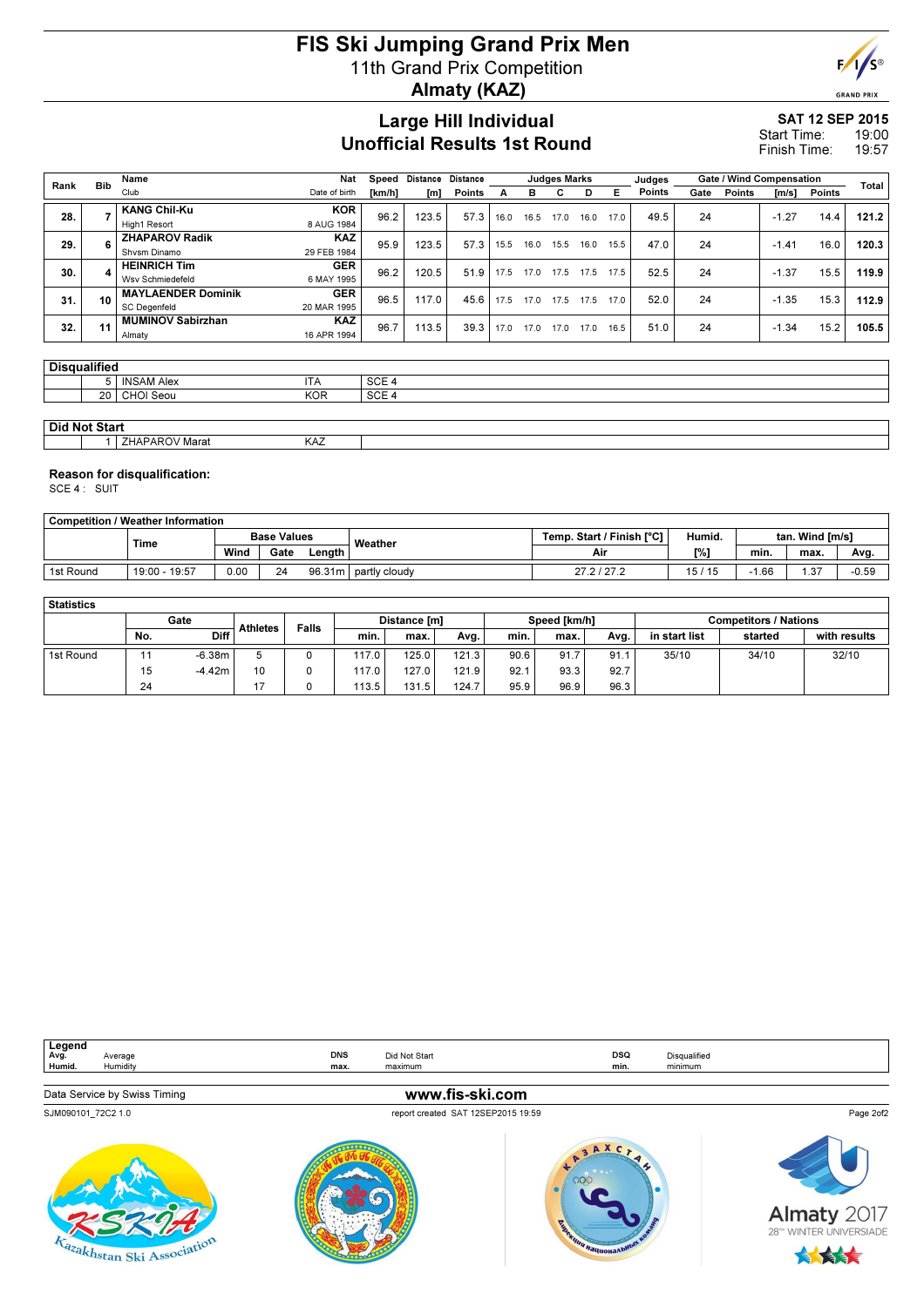# FIS Ski Jumping Grand Prix Men

## 11th Grand Prix Competition

## Almaty (KAZ)

### Large Hill Individual
### Unofficial Results 1st Round

**SAT 12 SEP 2015**
Start Time: 19:00
Finish Time: 19:57

| Rank | Bib | Name / Club | Nat / Date of birth | Speed [km/h] | Distance [m] | Distance Points | A | B | C | D | E | Judges Points | Gate | Gate Points | Wind [m/s] | Wind Points | Total |
|---|---|---|---|---|---|---|---|---|---|---|---|---|---|---|---|---|---|
| 28. | 7 | **KANG Chil-Ku** High1 Resort | **KOR** 8 AUG 1984 | 96.2 | 123.5 | 57.3 | 16.0 | 16.5 | 17.0 | 16.0 | 17.0 | 49.5 | 24 | | -1.27 | 14.4 | **121.2** |
| 29. | 6 | **ZHAPAROV Radik** Shvsm Dinamo | **KAZ** 29 FEB 1984 | 95.9 | 123.5 | 57.3 | 15.5 | 16.0 | 15.5 | 16.0 | 15.5 | 47.0 | 24 | | -1.41 | 16.0 | **120.3** |
| 30. | 4 | **HEINRICH Tim** Wsv Schmiedefeld | **GER** 6 MAY 1995 | 96.2 | 120.5 | 51.9 | 17.5 | 17.0 | 17.5 | 17.5 | 17.5 | 52.5 | 24 | | -1.37 | 15.5 | **119.9** |
| 31. | 10 | **MAYLAENDER Dominik** SC Degenfeld | **GER** 20 MAR 1995 | 96.5 | 117.0 | 45.6 | 17.5 | 17.0 | 17.5 | 17.5 | 17.0 | 52.0 | 24 | | -1.35 | 15.3 | **112.9** |
| 32. | 11 | **MUMINOV Sabirzhan** Almaty | **KAZ** 16 APR 1994 | 96.7 | 113.5 | 39.3 | 17.0 | 17.0 | 17.0 | 17.0 | 16.5 | 51.0 | 24 | | -1.34 | 15.2 | **105.5** |

**Disqualified**

| | Bib | Name | Nat | Reason |
|---|---|---|---|---|
| | 5 | INSAM Alex | ITA | SCE 4 |
| | 20 | CHOI Seou | KOR | SCE 4 |

**Did Not Start**

| | Bib | Name | Nat |
|---|---|---|---|
| | 1 | ZHAPAROV Marat | KAZ |

**Reason for disqualification:**
SCE 4 : SUIT

**Competition / Weather Information**

| | Time | Base Values Wind | Base Values Gate | Base Values Length | Weather | Temp. Start / Finish [°C] Air | Humid. [%] | tan. Wind [m/s] min. | max. | Avg. |
|---|---|---|---|---|---|---|---|---|---|---|
| 1st Round | 19:00 - 19:57 | 0.00 | 24 | 96.31m | partly cloudy | 27.2 / 27.2 | 15 / 15 | -1.66 | 1.37 | -0.59 |

**Statistics**

| | Gate No. | Gate Diff | Athletes | Falls | Distance min. | Distance max. | Distance Avg. | Speed min. | Speed max. | Speed Avg. | in start list | started | with results |
|---|---|---|---|---|---|---|---|---|---|---|---|---|---|
| 1st Round | 11 | -6.38m | 5 | 0 | 117.0 | 125.0 | 121.3 | 90.6 | 91.7 | 91.1 | 35/10 | 34/10 | 32/10 |
| | 15 | -4.42m | 10 | 0 | 117.0 | 127.0 | 121.9 | 92.1 | 93.3 | 92.7 | | | |
| | 24 | | 17 | 0 | 113.5 | 131.5 | 124.7 | 95.9 | 96.9 | 96.3 | | | |

**Legend**

| | | | | | |
|---|---|---|---|---|---|
| Avg. | Average | DNS | Did Not Start | DSQ | Disqualified |
| Humid. | Humidity | max. | maximum | min. | minimum |

Data Service by Swiss Timing
www.fis-ski.com
SJM090101_72C2 1.0
report created SAT 12SEP2015 19:59